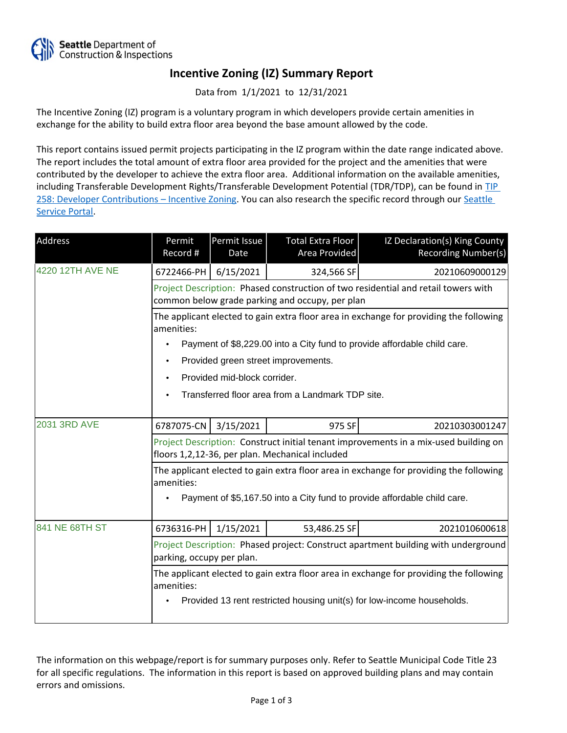Seattle Department of Construction & Inspections

# Incentive Zoning (IZ) Summary Report

Data from 1/1/2021 to 12/31/2021

The Incentive Zoning (IZ) program is a voluntary program in which developers provide certain amenities in exchange for the ability to build extra floor area beyond the base amount allowed by the code.

This report contains issued permit projects participating in the IZ program within the date range indicated above. The report includes the total amount of extra floor area provided for the project and the amenities that were contributed by the developer to achieve the extra floor area. Additional information on the available amenities, including Transferable Development Rights/Transferable Development Potential (TDR/TDP), can be found in TIP 258: Developer Contributions – Incentive Zoning. You can also research the specific record through our Seattle Service Portal.

| Address | Permit Record # | Permit Issue Date | Total Extra Floor Area Provided | IZ Declaration(s) King County Recording Number(s) |
|---|---|---|---|---|
| 4220 12TH AVE NE | 6722466-PH | 6/15/2021 | 324,566 SF | 20210609000129 |
| | Project Description: Phased construction of two residential and retail towers with common below grade parking and occupy, per plan | | | |
| | The applicant elected to gain extra floor area in exchange for providing the following amenities:<br>• Payment of $8,229.00 into a City fund to provide affordable child care.<br>• Provided green street improvements.<br>• Provided mid-block corrider.<br>• Transferred floor area from a Landmark TDP site. | | | |
| 2031 3RD AVE | 6787075-CN | 3/15/2021 | 975 SF | 20210303001247 |
| | Project Description: Construct initial tenant improvements in a mix-used building on floors 1,2,12-36, per plan. Mechanical included | | | |
| | The applicant elected to gain extra floor area in exchange for providing the following amenities:<br>• Payment of $5,167.50 into a City fund to provide affordable child care. | | | |
| 841 NE 68TH ST | 6736316-PH | 1/15/2021 | 53,486.25 SF | 2021010600618 |
| | Project Description: Phased project: Construct apartment building with underground parking, occupy per plan. | | | |
| | The applicant elected to gain extra floor area in exchange for providing the following amenities:<br>• Provided 13 rent restricted housing unit(s) for low-income households. | | | |

The information on this webpage/report is for summary purposes only. Refer to Seattle Municipal Code Title 23 for all specific regulations. The information in this report is based on approved building plans and may contain errors and omissions.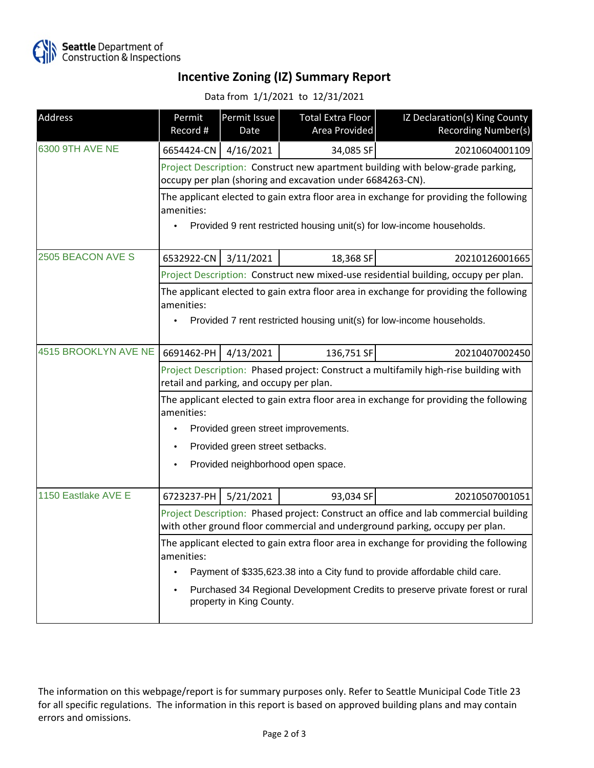Seattle Department of Construction & Inspections

# Incentive Zoning (IZ) Summary Report

Data from 1/1/2021 to 12/31/2021

| Address | Permit Record # | Permit Issue Date | Total Extra Floor Area Provided | IZ Declaration(s) King County Recording Number(s) |
|---|---|---|---|---|
| 6300 9TH AVE NE | 6654424-CN | 4/16/2021 | 34,085 SF | 20210604001109 |
| | Project Description: Construct new apartment building with below-grade parking, occupy per plan (shoring and excavation under 6684263-CN). | | | |
| | The applicant elected to gain extra floor area in exchange for providing the following amenities: • Provided 9 rent restricted housing unit(s) for low-income households. | | | |
| 2505 BEACON AVE S | 6532922-CN | 3/11/2021 | 18,368 SF | 20210126001665 |
| | Project Description: Construct new mixed-use residential building, occupy per plan. | | | |
| | The applicant elected to gain extra floor area in exchange for providing the following amenities: • Provided 7 rent restricted housing unit(s) for low-income households. | | | |
| 4515 BROOKLYN AVE NE | 6691462-PH | 4/13/2021 | 136,751 SF | 20210407002450 |
| | Project Description: Phased project: Construct a multifamily high-rise building with retail and parking, and occupy per plan. | | | |
| | The applicant elected to gain extra floor area in exchange for providing the following amenities: • Provided green street improvements. • Provided green street setbacks. • Provided neighborhood open space. | | | |
| 1150 Eastlake AVE E | 6723237-PH | 5/21/2021 | 93,034 SF | 20210507001051 |
| | Project Description: Phased project: Construct an office and lab commercial building with other ground floor commercial and underground parking, occupy per plan. | | | |
| | The applicant elected to gain extra floor area in exchange for providing the following amenities: • Payment of $335,623.38 into a City fund to provide affordable child care. • Purchased 34 Regional Development Credits to preserve private forest or rural property in King County. | | | |

The information on this webpage/report is for summary purposes only. Refer to Seattle Municipal Code Title 23 for all specific regulations. The information in this report is based on approved building plans and may contain errors and omissions.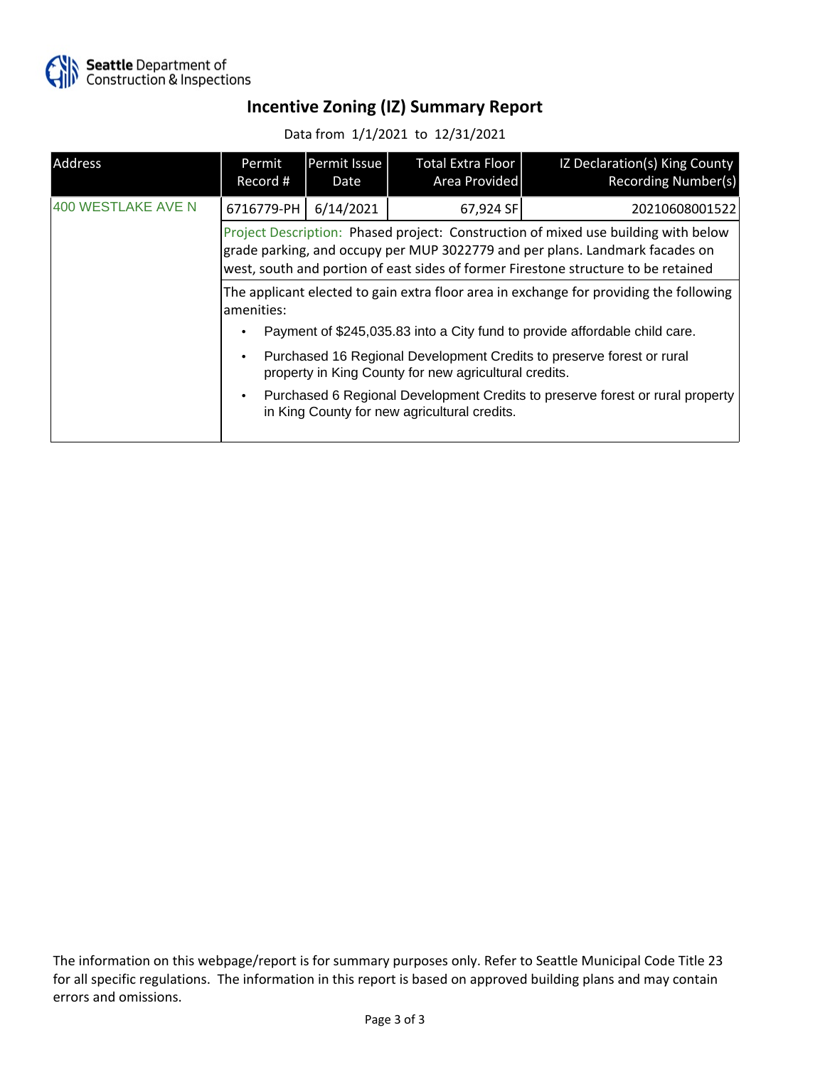Seattle Department of Construction & Inspections

# Incentive Zoning (IZ) Summary Report

Data from 1/1/2021 to 12/31/2021

| Address | Permit Record # | Permit Issue Date | Total Extra Floor Area Provided | IZ Declaration(s) King County Recording Number(s) |
|---|---|---|---|---|
| 400 WESTLAKE AVE N | 6716779-PH | 6/14/2021 | 67,924 SF | 20210608001522 |

Project Description: Phased project: Construction of mixed use building with below grade parking, and occupy per MUP 3022779 and per plans. Landmark facades on west, south and portion of east sides of former Firestone structure to be retained

The applicant elected to gain extra floor area in exchange for providing the following amenities:

- Payment of $245,035.83 into a City fund to provide affordable child care.
- Purchased 16 Regional Development Credits to preserve forest or rural property in King County for new agricultural credits.
- Purchased 6 Regional Development Credits to preserve forest or rural property in King County for new agricultural credits.

The information on this webpage/report is for summary purposes only. Refer to Seattle Municipal Code Title 23 for all specific regulations. The information in this report is based on approved building plans and may contain errors and omissions.